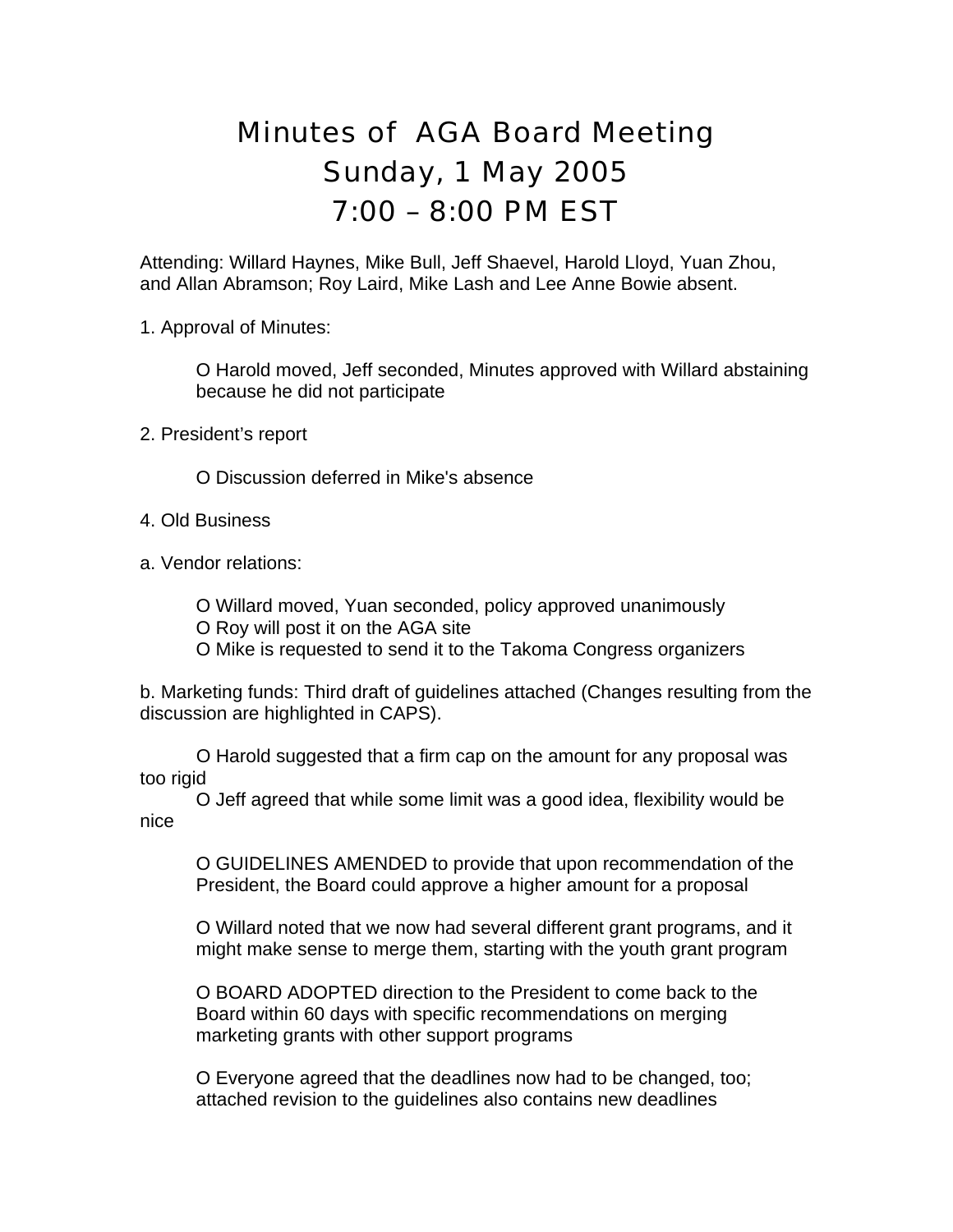# Minutes of AGA Board Meeting
# Sunday, 1 May 2005
# 7:00 – 8:00 PM EST

Attending: Willard Haynes, Mike Bull, Jeff Shaevel, Harold Lloyd, Yuan Zhou, and Allan Abramson; Roy Laird, Mike Lash and Lee Anne Bowie absent.

1. Approval of Minutes:

- O Harold moved, Jeff seconded, Minutes approved with Willard abstaining because he did not participate

2. President's report

- O Discussion deferred in Mike's absence

4. Old Business

a. Vendor relations:

- O Willard moved, Yuan seconded, policy approved unanimously
- O Roy will post it on the AGA site
- O Mike is requested to send it to the Takoma Congress organizers

b. Marketing funds: Third draft of guidelines attached (Changes resulting from the discussion are highlighted in CAPS).

- O Harold suggested that a firm cap on the amount for any proposal was too rigid
- O Jeff agreed that while some limit was a good idea, flexibility would be nice

- O GUIDELINES AMENDED to provide that upon recommendation of the President, the Board could approve a higher amount for a proposal

- O Willard noted that we now had several different grant programs, and it might make sense to merge them, starting with the youth grant program

- O BOARD ADOPTED direction to the President to come back to the Board within 60 days with specific recommendations on merging marketing grants with other support programs

- O Everyone agreed that the deadlines now had to be changed, too; attached revision to the guidelines also contains new deadlines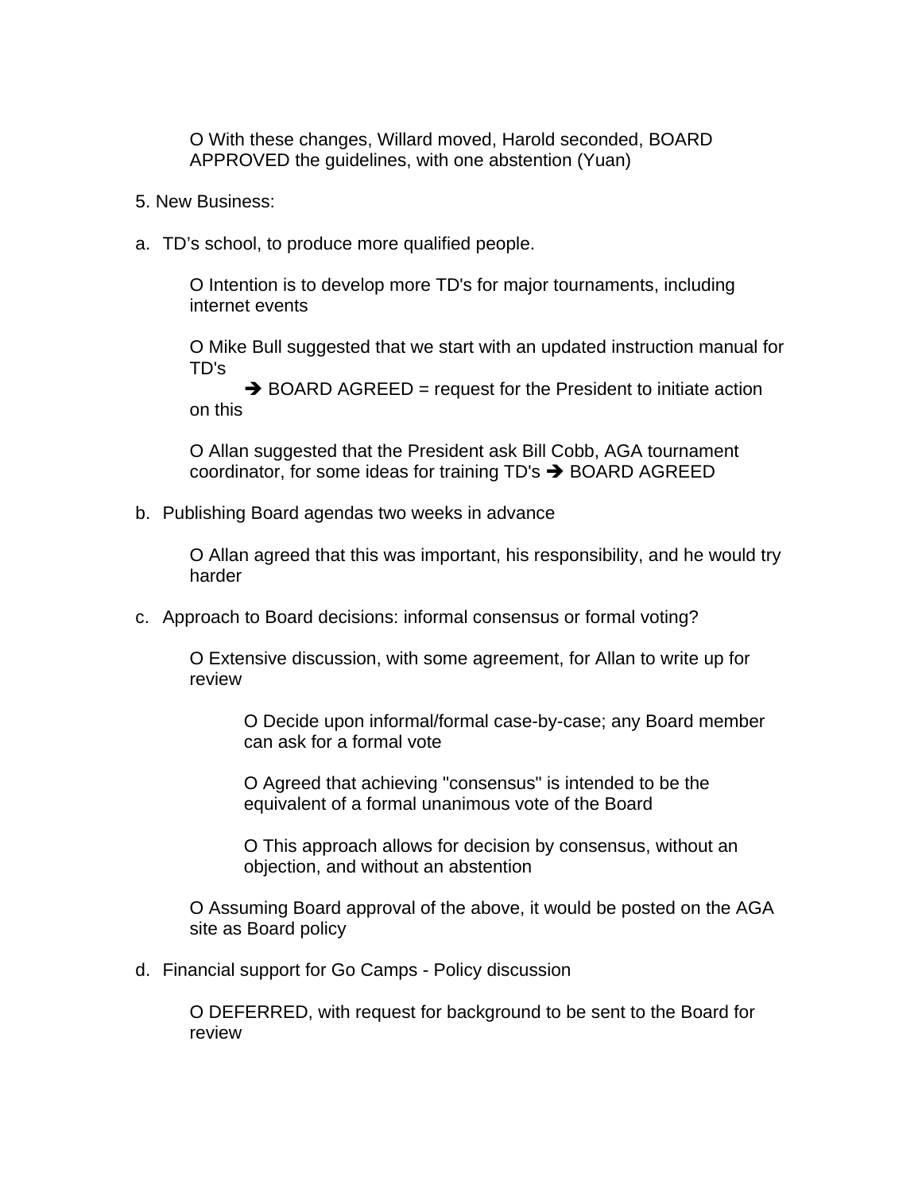O With these changes, Willard moved, Harold seconded, BOARD APPROVED the guidelines, with one abstention (Yuan)

5. New Business:

a. TD's school, to produce more qualified people.

   O Intention is to develop more TD's for major tournaments, including internet events

   O Mike Bull suggested that we start with an updated instruction manual for TD's
   ➔ BOARD AGREED = request for the President to initiate action on this

   O Allan suggested that the President ask Bill Cobb, AGA tournament coordinator, for some ideas for training TD's ➔ BOARD AGREED

b. Publishing Board agendas two weeks in advance

   O Allan agreed that this was important, his responsibility, and he would try harder

c. Approach to Board decisions: informal consensus or formal voting?

   O Extensive discussion, with some agreement, for Allan to write up for review

      O Decide upon informal/formal case-by-case; any Board member can ask for a formal vote

      O Agreed that achieving "consensus" is intended to be the equivalent of a formal unanimous vote of the Board

      O This approach allows for decision by consensus, without an objection, and without an abstention

   O Assuming Board approval of the above, it would be posted on the AGA site as Board policy

d. Financial support for Go Camps - Policy discussion

   O DEFERRED, with request for background to be sent to the Board for review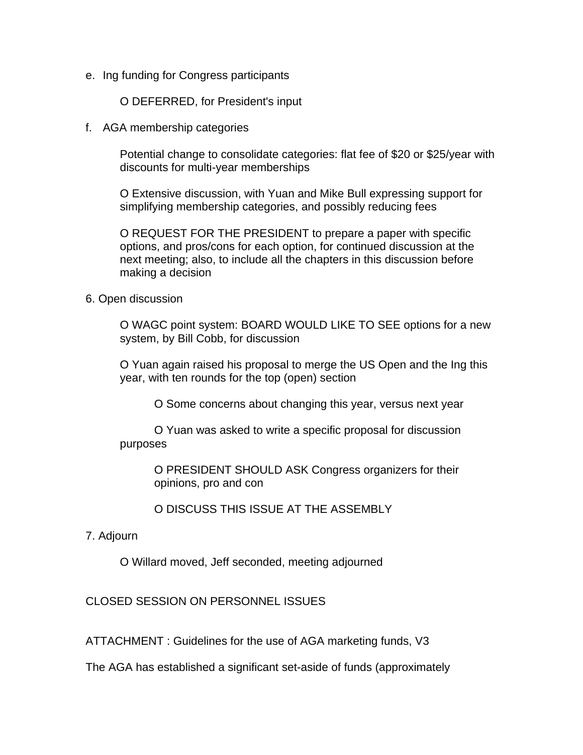e. Ing funding for Congress participants

   O DEFERRED, for President's input

f. AGA membership categories

   Potential change to consolidate categories: flat fee of $20 or $25/year with discounts for multi-year memberships

   O Extensive discussion, with Yuan and Mike Bull expressing support for simplifying membership categories, and possibly reducing fees

   O REQUEST FOR THE PRESIDENT to prepare a paper with specific options, and pros/cons for each option, for continued discussion at the next meeting; also, to include all the chapters in this discussion before making a decision

6. Open discussion

   O WAGC point system: BOARD WOULD LIKE TO SEE options for a new system, by Bill Cobb, for discussion

   O Yuan again raised his proposal to merge the US Open and the Ing this year, with ten rounds for the top (open) section

      O Some concerns about changing this year, versus next year

      O Yuan was asked to write a specific proposal for discussion purposes

      O PRESIDENT SHOULD ASK Congress organizers for their opinions, pro and con

      O DISCUSS THIS ISSUE AT THE ASSEMBLY

7. Adjourn

   O Willard moved, Jeff seconded, meeting adjourned

CLOSED SESSION ON PERSONNEL ISSUES

ATTACHMENT : Guidelines for the use of AGA marketing funds, V3

The AGA has established a significant set-aside of funds (approximately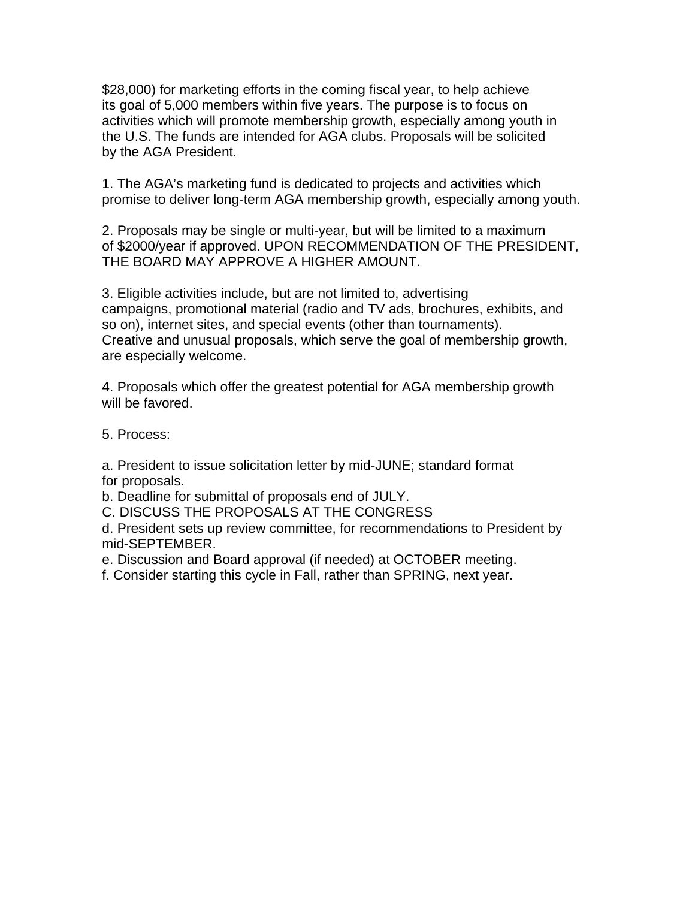$28,000) for marketing efforts in the coming fiscal year, to help achieve its goal of 5,000 members within five years. The purpose is to focus on activities which will promote membership growth, especially among youth in the U.S. The funds are intended for AGA clubs. Proposals will be solicited by the AGA President.

1. The AGA's marketing fund is dedicated to projects and activities which promise to deliver long-term AGA membership growth, especially among youth.

2. Proposals may be single or multi-year, but will be limited to a maximum of $2000/year if approved. UPON RECOMMENDATION OF THE PRESIDENT, THE BOARD MAY APPROVE A HIGHER AMOUNT.

3. Eligible activities include, but are not limited to, advertising campaigns, promotional material (radio and TV ads, brochures, exhibits, and so on), internet sites, and special events (other than tournaments). Creative and unusual proposals, which serve the goal of membership growth, are especially welcome.

4. Proposals which offer the greatest potential for AGA membership growth will be favored.

5. Process:

a. President to issue solicitation letter by mid-JUNE; standard format for proposals.
b. Deadline for submittal of proposals end of JULY.
C. DISCUSS THE PROPOSALS AT THE CONGRESS
d. President sets up review committee, for recommendations to President by mid-SEPTEMBER.
e. Discussion and Board approval (if needed) at OCTOBER meeting.
f. Consider starting this cycle in Fall, rather than SPRING, next year.